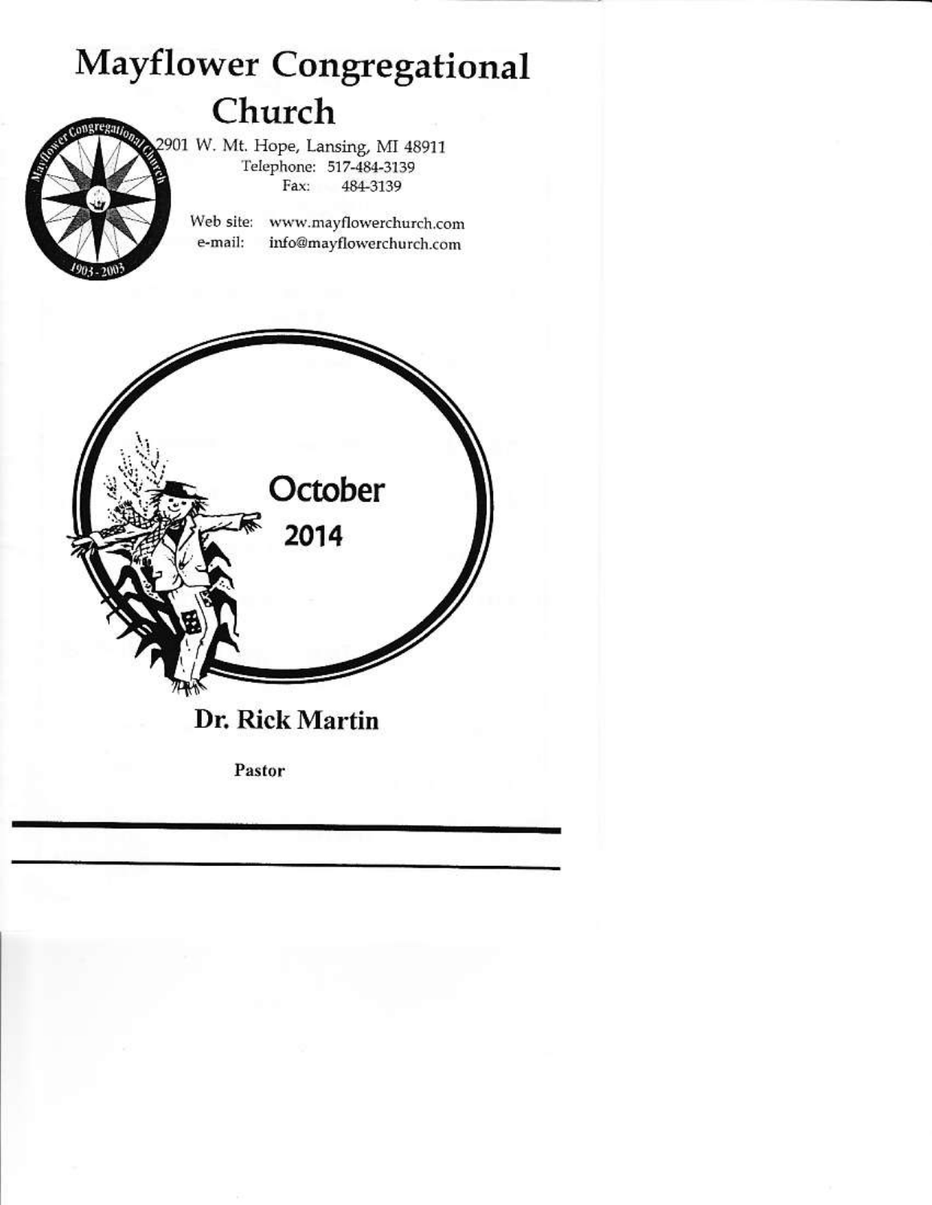# Mayflower Congregational Church

2901 W. Mt. Hope, Lansing, MI 48911
Telephone: 517-484-3139
Fax: 484-3139

Web site: www.mayflowerchurch.com
e-mail: info@mayflowerchurch.com

October
2014

**Dr. Rick Martin**

**Pastor**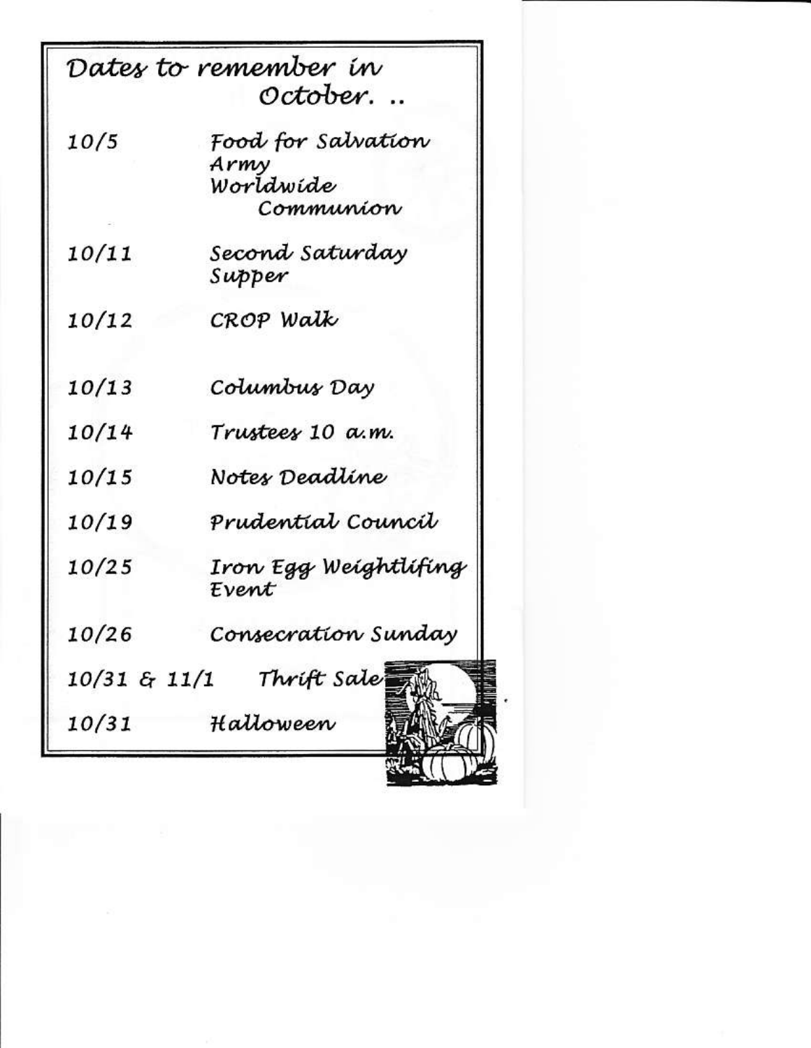## Dates to remember in October. ..

| | |
|---|---|
| 10/5 | Food for Salvation Army<br>Worldwide Communion |
| 10/11 | Second Saturday Supper |
| 10/12 | CROP Walk |
| 10/13 | Columbus Day |
| 10/14 | Trustees 10 a.m. |
| 10/15 | Notes Deadline |
| 10/19 | Prudential Council |
| 10/25 | Iron Egg Weightlifing Event |
| 10/26 | Consecration Sunday |
| 10/31 & 11/1 | Thrift Sale |
| 10/31 | Halloween |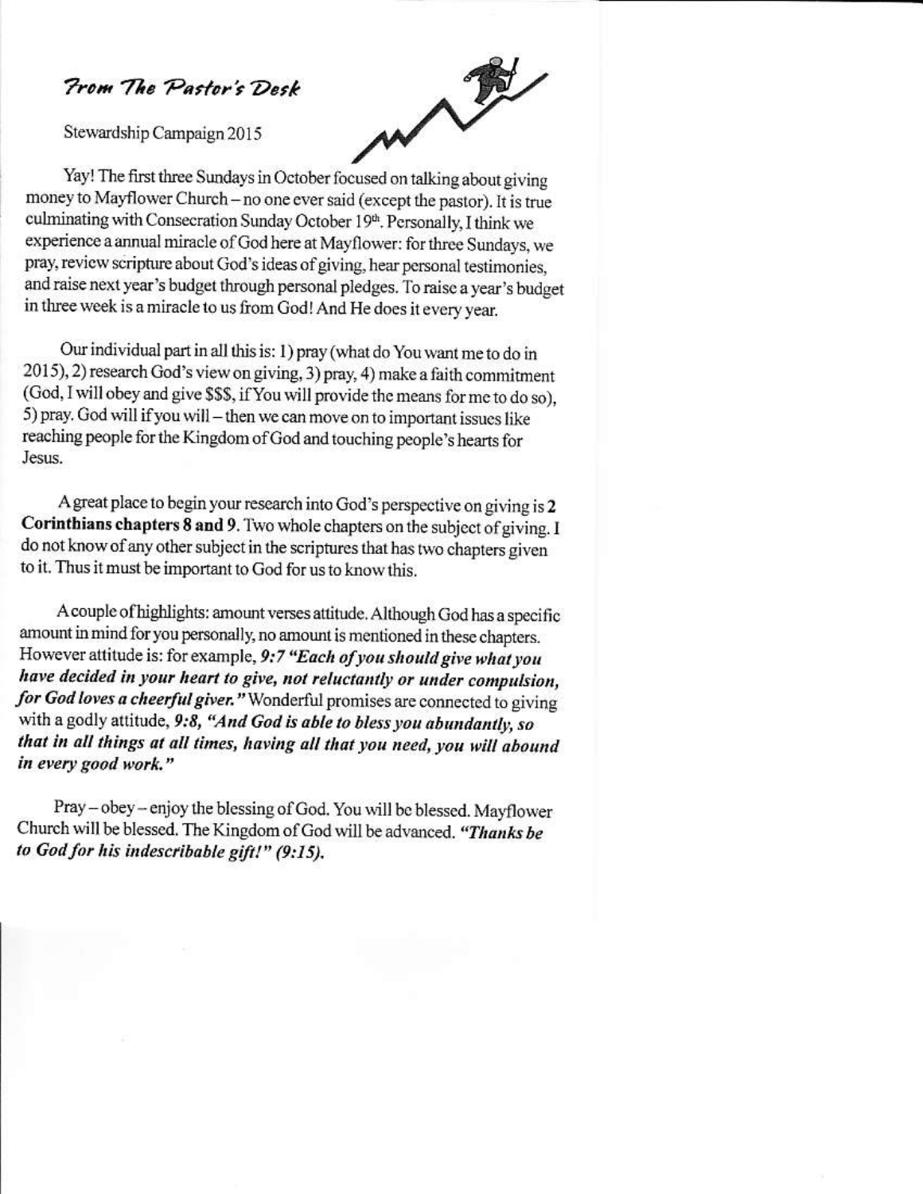# *From The Pastor's Desk*

Stewardship Campaign 2015

Yay! The first three Sundays in October focused on talking about giving money to Mayflower Church – no one ever said (except the pastor). It is true culminating with Consecration Sunday October 19th. Personally, I think we experience a annual miracle of God here at Mayflower: for three Sundays, we pray, review scripture about God's ideas of giving, hear personal testimonies, and raise next year's budget through personal pledges. To raise a year's budget in three week is a miracle to us from God! And He does it every year.

Our individual part in all this is: 1) pray (what do You want me to do in 2015), 2) research God's view on giving, 3) pray, 4) make a faith commitment (God, I will obey and give $$$, if You will provide the means for me to do so), 5) pray. God will if you will – then we can move on to important issues like reaching people for the Kingdom of God and touching people's hearts for Jesus.

A great place to begin your research into God's perspective on giving is **2 Corinthians chapters 8 and 9**. Two whole chapters on the subject of giving. I do not know of any other subject in the scriptures that has two chapters given to it. Thus it must be important to God for us to know this.

A couple of highlights: amount verses attitude. Although God has a specific amount in mind for you personally, no amount is mentioned in these chapters. However attitude is: for example, ***9:7 "Each of you should give what you have decided in your heart to give, not reluctantly or under compulsion, for God loves a cheerful giver."*** Wonderful promises are connected to giving with a godly attitude, ***9:8, "And God is able to bless you abundantly, so that in all things at all times, having all that you need, you will abound in every good work."***

Pray – obey – enjoy the blessing of God. You will be blessed. Mayflower Church will be blessed. The Kingdom of God will be advanced. ***"Thanks be to God for his indescribable gift!" (9:15).***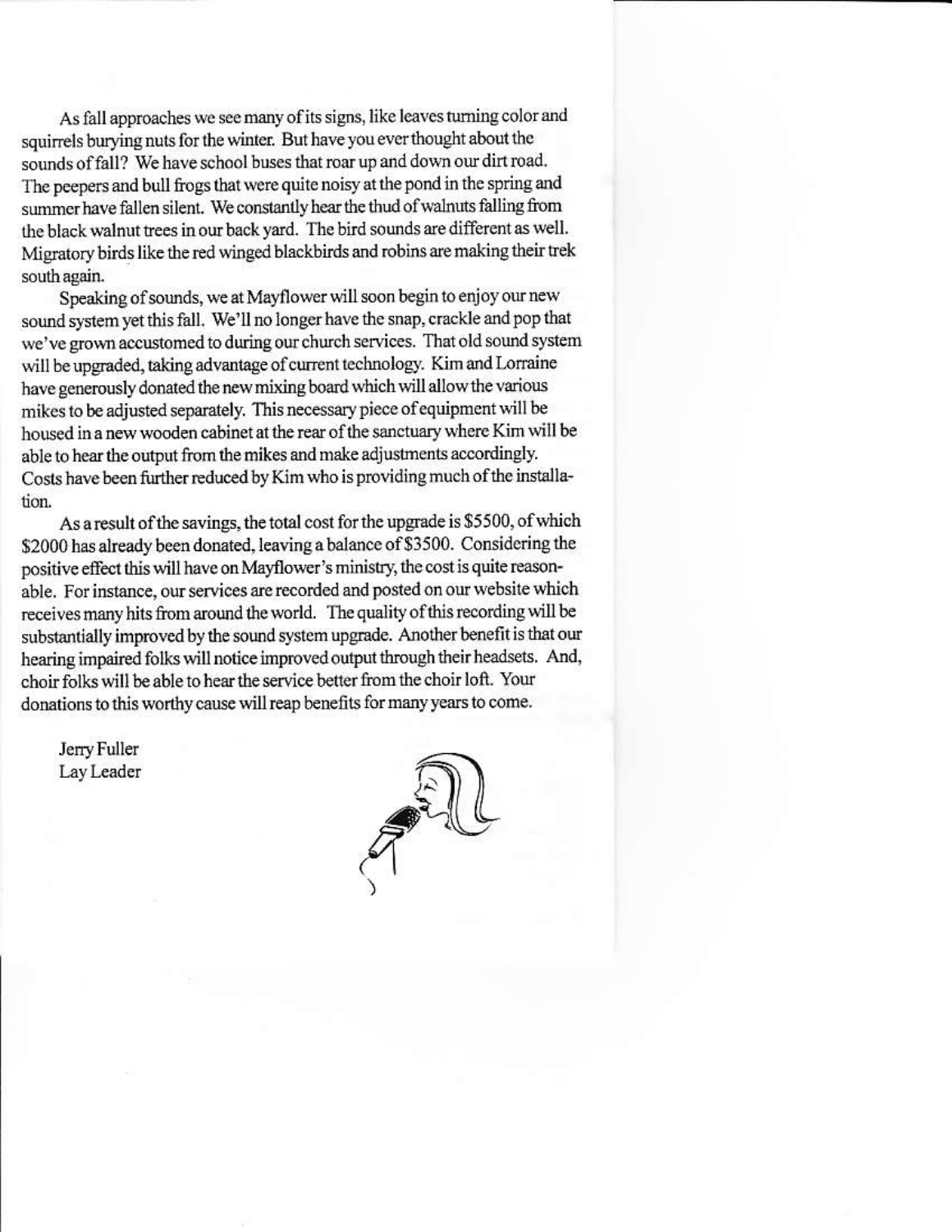As fall approaches we see many of its signs, like leaves turning color and squirrels burying nuts for the winter. But have you ever thought about the sounds of fall? We have school buses that roar up and down our dirt road. The peepers and bull frogs that were quite noisy at the pond in the spring and summer have fallen silent. We constantly hear the thud of walnuts falling from the black walnut trees in our back yard. The bird sounds are different as well. Migratory birds like the red winged blackbirds and robins are making their trek south again.

Speaking of sounds, we at Mayflower will soon begin to enjoy our new sound system yet this fall. We'll no longer have the snap, crackle and pop that we've grown accustomed to during our church services. That old sound system will be upgraded, taking advantage of current technology. Kim and Lorraine have generously donated the new mixing board which will allow the various mikes to be adjusted separately. This necessary piece of equipment will be housed in a new wooden cabinet at the rear of the sanctuary where Kim will be able to hear the output from the mikes and make adjustments accordingly. Costs have been further reduced by Kim who is providing much of the installation.

As a result of the savings, the total cost for the upgrade is $5500, of which $2000 has already been donated, leaving a balance of $3500. Considering the positive effect this will have on Mayflower's ministry, the cost is quite reasonable. For instance, our services are recorded and posted on our website which receives many hits from around the world. The quality of this recording will be substantially improved by the sound system upgrade. Another benefit is that our hearing impaired folks will notice improved output through their headsets. And, choir folks will be able to hear the service better from the choir loft. Your donations to this worthy cause will reap benefits for many years to come.

Jerry Fuller
Lay Leader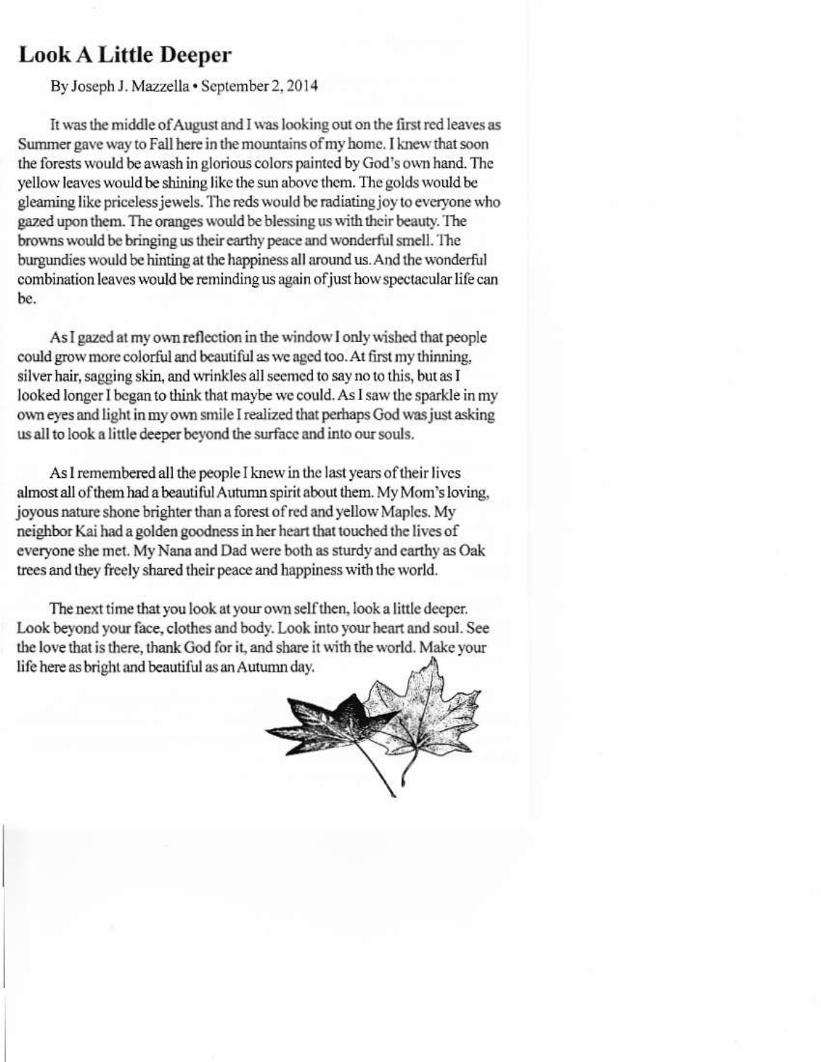# Look A Little Deeper

By Joseph J. Mazzella • September 2, 2014

It was the middle of August and I was looking out on the first red leaves as Summer gave way to Fall here in the mountains of my home. I knew that soon the forests would be awash in glorious colors painted by God's own hand. The yellow leaves would be shining like the sun above them. The golds would be gleaming like priceless jewels. The reds would be radiating joy to everyone who gazed upon them. The oranges would be blessing us with their beauty. The browns would be bringing us their earthy peace and wonderful smell. The burgundies would be hinting at the happiness all around us. And the wonderful combination leaves would be reminding us again of just how spectacular life can be.

As I gazed at my own reflection in the window I only wished that people could grow more colorful and beautiful as we aged too. At first my thinning, silver hair, sagging skin, and wrinkles all seemed to say no to this, but as I looked longer I began to think that maybe we could. As I saw the sparkle in my own eyes and light in my own smile I realized that perhaps God was just asking us all to look a little deeper beyond the surface and into our souls.

As I remembered all the people I knew in the last years of their lives almost all of them had a beautiful Autumn spirit about them. My Mom's loving, joyous nature shone brighter than a forest of red and yellow Maples. My neighbor Kai had a golden goodness in her heart that touched the lives of everyone she met. My Nana and Dad were both as sturdy and earthy as Oak trees and they freely shared their peace and happiness with the world.

The next time that you look at your own self then, look a little deeper. Look beyond your face, clothes and body. Look into your heart and soul. See the love that is there, thank God for it, and share it with the world. Make your life here as bright and beautiful as an Autumn day.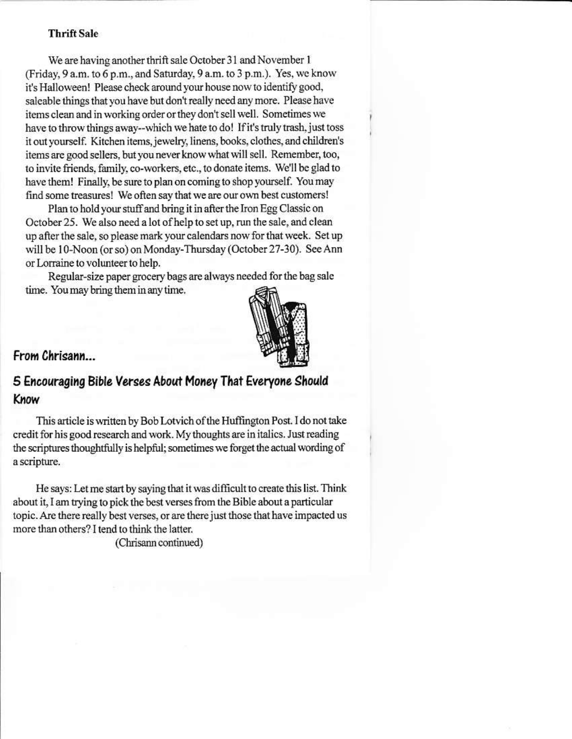**Thrift Sale**

We are having another thrift sale October 31 and November 1 (Friday, 9 a.m. to 6 p.m., and Saturday, 9 a.m. to 3 p.m.). Yes, we know it's Halloween! Please check around your house now to identify good, saleable things that you have but don't really need any more. Please have items clean and in working order or they don't sell well. Sometimes we have to throw things away--which we hate to do! If it's truly trash, just toss it out yourself. Kitchen items, jewelry, linens, books, clothes, and children's items are good sellers, but you never know what will sell. Remember, too, to invite friends, family, co-workers, etc., to donate items. We'll be glad to have them! Finally, be sure to plan on coming to shop yourself. You may find some treasures! We often say that we are our own best customers!

Plan to hold your stuff and bring it in after the Iron Egg Classic on October 25. We also need a lot of help to set up, run the sale, and clean up after the sale, so please mark your calendars now for that week. Set up will be 10-Noon (or so) on Monday-Thursday (October 27-30). See Ann or Lorraine to volunteer to help.

Regular-size paper grocery bags are always needed for the bag sale time. You may bring them in any time.

## From Chrisann...

## 5 Encouraging Bible Verses About Money That Everyone Should Know

This article is written by Bob Lotvich of the Huffington Post. I do not take credit for his good research and work. My thoughts are in italics. Just reading the scriptures thoughtfully is helpful; sometimes we forget the actual wording of a scripture.

He says: Let me start by saying that it was difficult to create this list. Think about it, I am trying to pick the best verses from the Bible about a particular topic. Are there really best verses, or are there just those that have impacted us more than others? I tend to think the latter.

(Chrisann continued)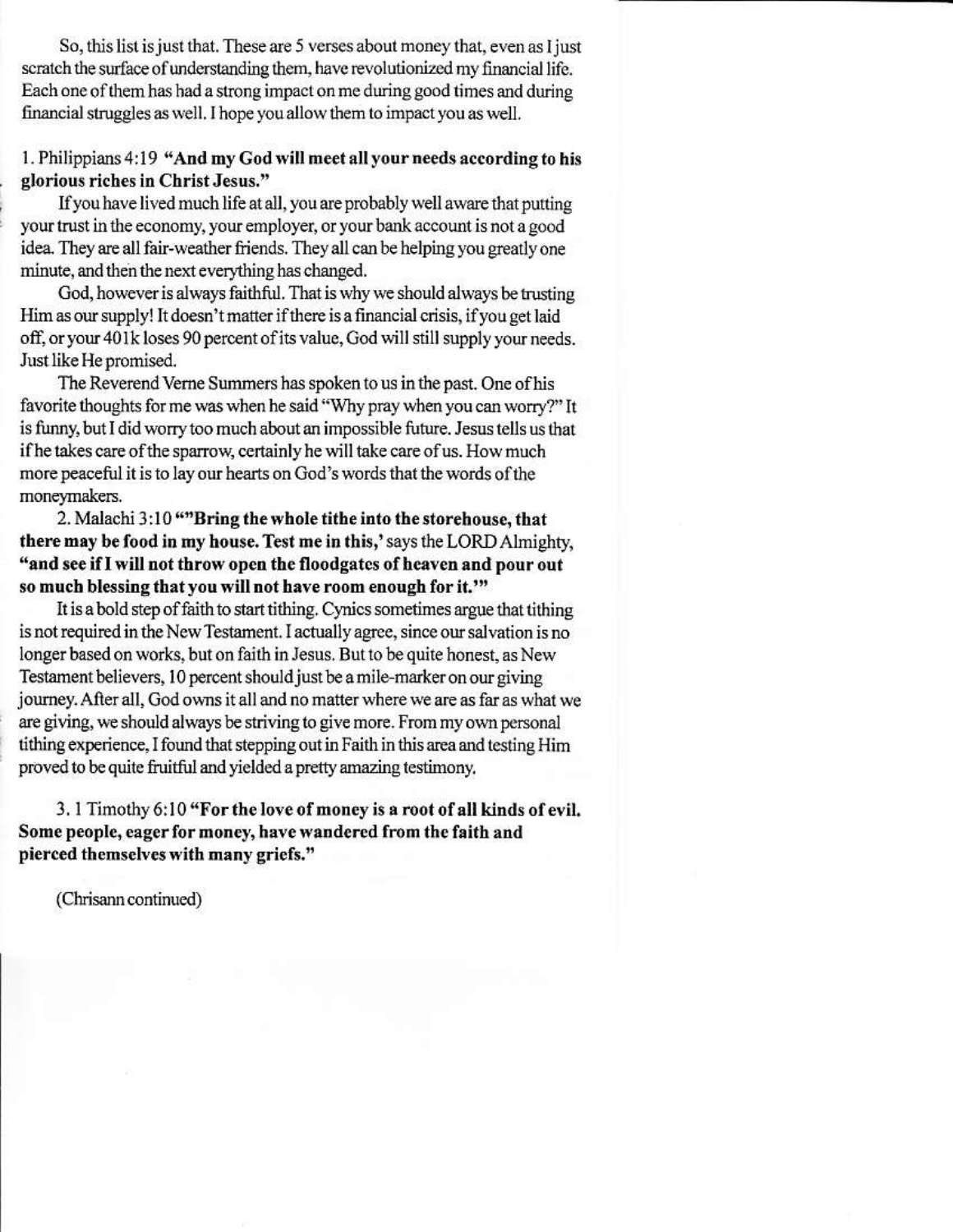So, this list is just that. These are 5 verses about money that, even as I just scratch the surface of understanding them, have revolutionized my financial life. Each one of them has had a strong impact on me during good times and during financial struggles as well. I hope you allow them to impact you as well.

1. Philippians 4:19 **"And my God will meet all your needs according to his glorious riches in Christ Jesus."**

If you have lived much life at all, you are probably well aware that putting your trust in the economy, your employer, or your bank account is not a good idea. They are all fair-weather friends. They all can be helping you greatly one minute, and then the next everything has changed.

God, however is always faithful. That is why we should always be trusting Him as our supply! It doesn't matter if there is a financial crisis, if you get laid off, or your 401k loses 90 percent of its value, God will still supply your needs. Just like He promised.

The Reverend Verne Summers has spoken to us in the past. One of his favorite thoughts for me was when he said "Why pray when you can worry?" It is funny, but I did worry too much about an impossible future. Jesus tells us that if he takes care of the sparrow, certainly he will take care of us. How much more peaceful it is to lay our hearts on God's words that the words of the moneymakers.

2. Malachi 3:10 **""Bring the whole tithe into the storehouse, that there may be food in my house. Test me in this,'** says the LORD Almighty, **"and see if I will not throw open the floodgates of heaven and pour out so much blessing that you will not have room enough for it.'"**

It is a bold step of faith to start tithing. Cynics sometimes argue that tithing is not required in the New Testament. I actually agree, since our salvation is no longer based on works, but on faith in Jesus. But to be quite honest, as New Testament believers, 10 percent should just be a mile-marker on our giving journey. After all, God owns it all and no matter where we are as far as what we are giving, we should always be striving to give more. From my own personal tithing experience, I found that stepping out in Faith in this area and testing Him proved to be quite fruitful and yielded a pretty amazing testimony.

3. 1 Timothy 6:10 **"For the love of money is a root of all kinds of evil. Some people, eager for money, have wandered from the faith and pierced themselves with many griefs."**

(Chrisann continued)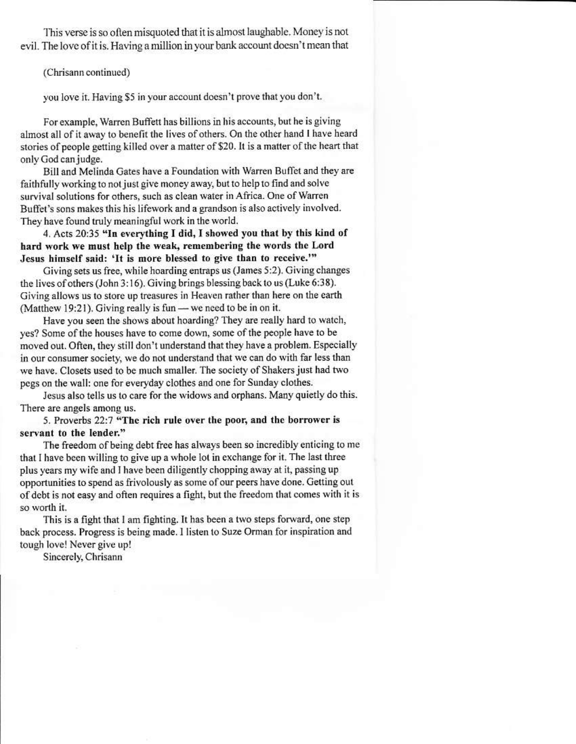This verse is so often misquoted that it is almost laughable. Money is not evil. The love of it is. Having a million in your bank account doesn't mean that

(Chrisann continued)

you love it. Having $5 in your account doesn't prove that you don't.

For example, Warren Buffett has billions in his accounts, but he is giving almost all of it away to benefit the lives of others. On the other hand I have heard stories of people getting killed over a matter of $20. It is a matter of the heart that only God can judge.

Bill and Melinda Gates have a Foundation with Warren Buffet and they are faithfully working to not just give money away, but to help to find and solve survival solutions for others, such as clean water in Africa. One of Warren Buffet's sons makes this his lifework and a grandson is also actively involved. They have found truly meaningful work in the world.

4. Acts 20:35 **"In everything I did, I showed you that by this kind of hard work we must help the weak, remembering the words the Lord Jesus himself said: 'It is more blessed to give than to receive.'"**

Giving sets us free, while hoarding entraps us (James 5:2). Giving changes the lives of others (John 3:16). Giving brings blessing back to us (Luke 6:38). Giving allows us to store up treasures in Heaven rather than here on the earth (Matthew 19:21). Giving really is fun — we need to be in on it.

Have you seen the shows about hoarding? They are really hard to watch, yes? Some of the houses have to come down, some of the people have to be moved out. Often, they still don't understand that they have a problem. Especially in our consumer society, we do not understand that we can do with far less than we have. Closets used to be much smaller. The society of Shakers just had two pegs on the wall: one for everyday clothes and one for Sunday clothes.

Jesus also tells us to care for the widows and orphans. Many quietly do this. There are angels among us.

5. Proverbs 22:7 **"The rich rule over the poor, and the borrower is servant to the lender."**

The freedom of being debt free has always been so incredibly enticing to me that I have been willing to give up a whole lot in exchange for it. The last three plus years my wife and I have been diligently chopping away at it, passing up opportunities to spend as frivolously as some of our peers have done. Getting out of debt is not easy and often requires a fight, but the freedom that comes with it is so worth it.

This is a fight that I am fighting. It has been a two steps forward, one step back process. Progress is being made. I listen to Suze Orman for inspiration and tough love! Never give up!

Sincerely, Chrisann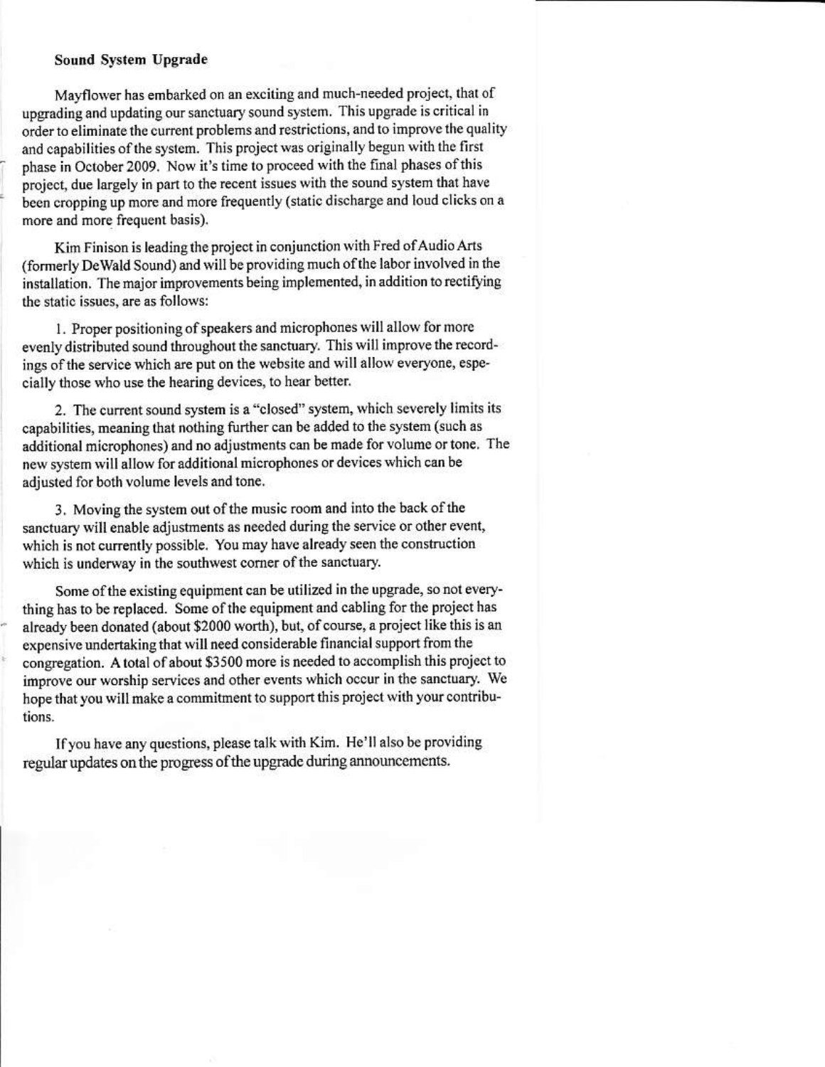**Sound System Upgrade**

Mayflower has embarked on an exciting and much-needed project, that of upgrading and updating our sanctuary sound system. This upgrade is critical in order to eliminate the current problems and restrictions, and to improve the quality and capabilities of the system. This project was originally begun with the first phase in October 2009. Now it's time to proceed with the final phases of this project, due largely in part to the recent issues with the sound system that have been cropping up more and more frequently (static discharge and loud clicks on a more and more frequent basis).

Kim Finison is leading the project in conjunction with Fred of Audio Arts (formerly DeWald Sound) and will be providing much of the labor involved in the installation. The major improvements being implemented, in addition to rectifying the static issues, are as follows:

1. Proper positioning of speakers and microphones will allow for more evenly distributed sound throughout the sanctuary. This will improve the recordings of the service which are put on the website and will allow everyone, especially those who use the hearing devices, to hear better.

2. The current sound system is a "closed" system, which severely limits its capabilities, meaning that nothing further can be added to the system (such as additional microphones) and no adjustments can be made for volume or tone. The new system will allow for additional microphones or devices which can be adjusted for both volume levels and tone.

3. Moving the system out of the music room and into the back of the sanctuary will enable adjustments as needed during the service or other event, which is not currently possible. You may have already seen the construction which is underway in the southwest corner of the sanctuary.

Some of the existing equipment can be utilized in the upgrade, so not everything has to be replaced. Some of the equipment and cabling for the project has already been donated (about $2000 worth), but, of course, a project like this is an expensive undertaking that will need considerable financial support from the congregation. A total of about $3500 more is needed to accomplish this project to improve our worship services and other events which occur in the sanctuary. We hope that you will make a commitment to support this project with your contributions.

If you have any questions, please talk with Kim. He'll also be providing regular updates on the progress of the upgrade during announcements.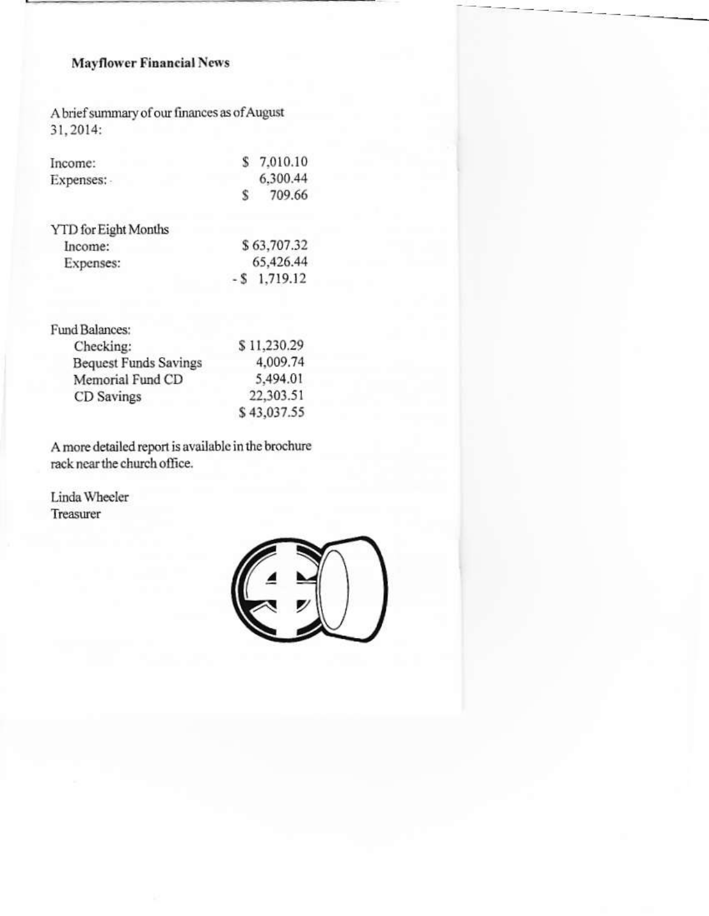## Mayflower Financial News

A brief summary of our finances as of August 31, 2014:

| | |
|---|---|
| Income: | $ 7,010.10 |
| Expenses: | 6,300.44 |
| | $ 709.66 |

| | |
|---|---|
| YTD for Eight Months | |
| Income: | $ 63,707.32 |
| Expenses: | 65,426.44 |
| | - $ 1,719.12 |

| | |
|---|---|
| Fund Balances: | |
| Checking: | $ 11,230.29 |
| Bequest Funds Savings | 4,009.74 |
| Memorial Fund CD | 5,494.01 |
| CD Savings | 22,303.51 |
| | $ 43,037.55 |

A more detailed report is available in the brochure rack near the church office.

Linda Wheeler
Treasurer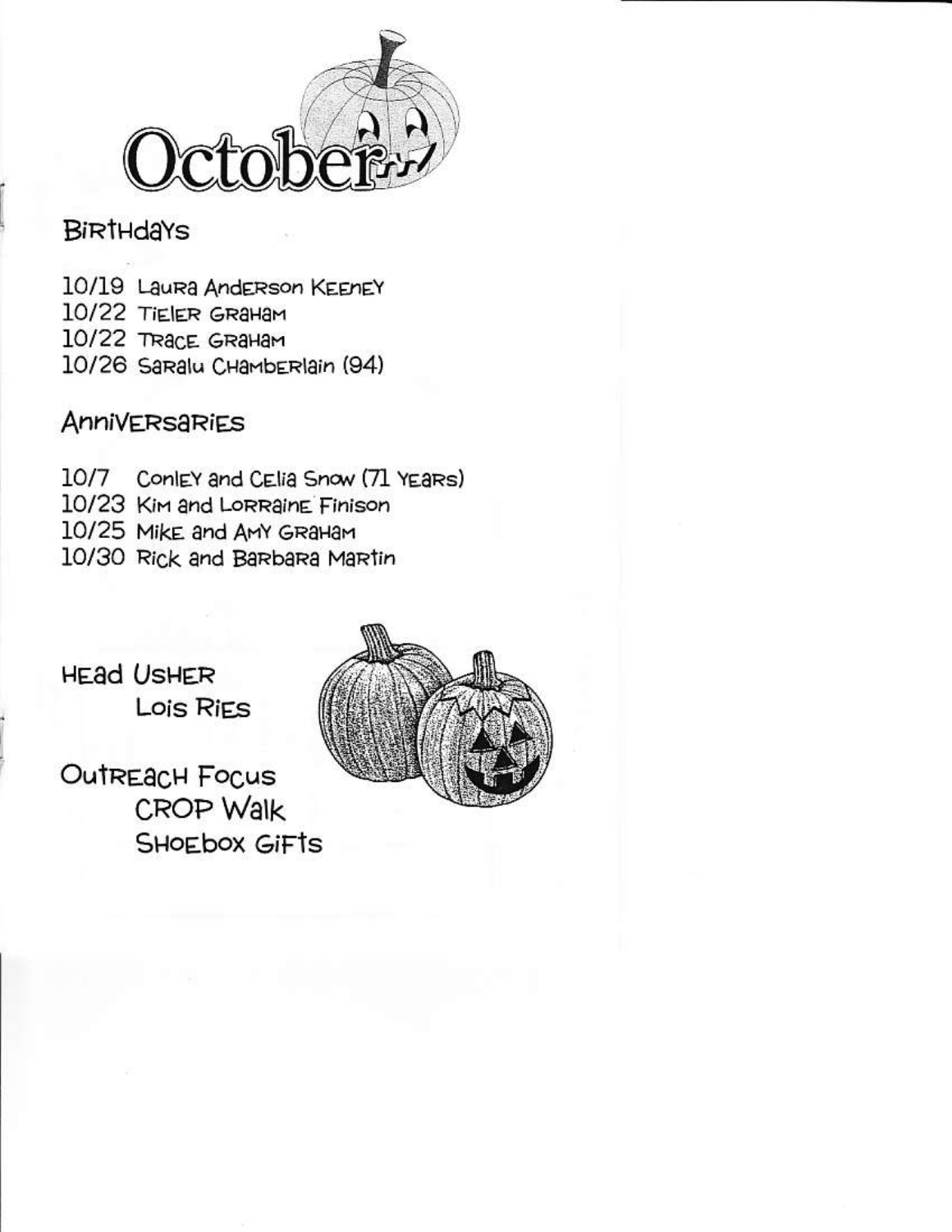# October

## Birthdays

10/19 Laura Anderson Keeney
10/22 Tieler Graham
10/22 Trace Graham
10/26 Saralu Chamberlain (94)

## Anniversaries

10/7 Conley and Celia Snow (71 Years)
10/23 Kim and Lorraine Finison
10/25 Mike and Amy Graham
10/30 Rick and Barbara Martin

## Head Usher

Lois Ries

## Outreach Focus

CROP Walk
Shoebox Gifts